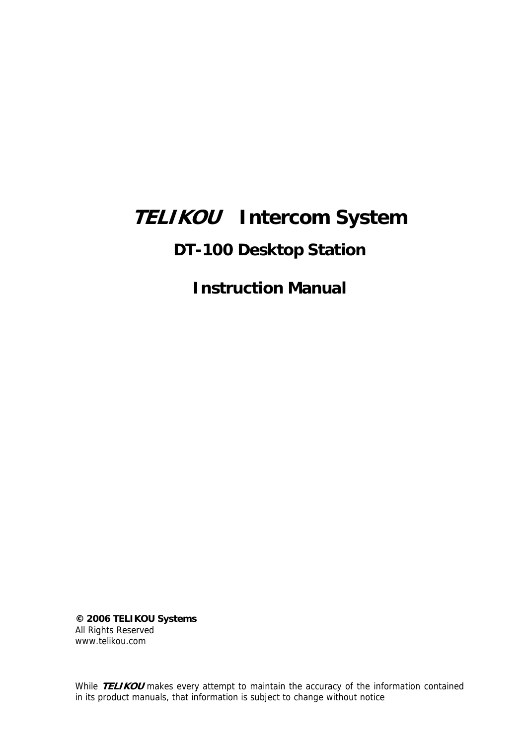# ***TELIKOU*** Intercom System

## DT-100 Desktop Station

## Instruction Manual

**© 2006 TELIKOU Systems**
All Rights Reserved
www.telikou.com

While ***TELIKOU*** makes every attempt to maintain the accuracy of the information contained in its product manuals, that information is subject to change without notice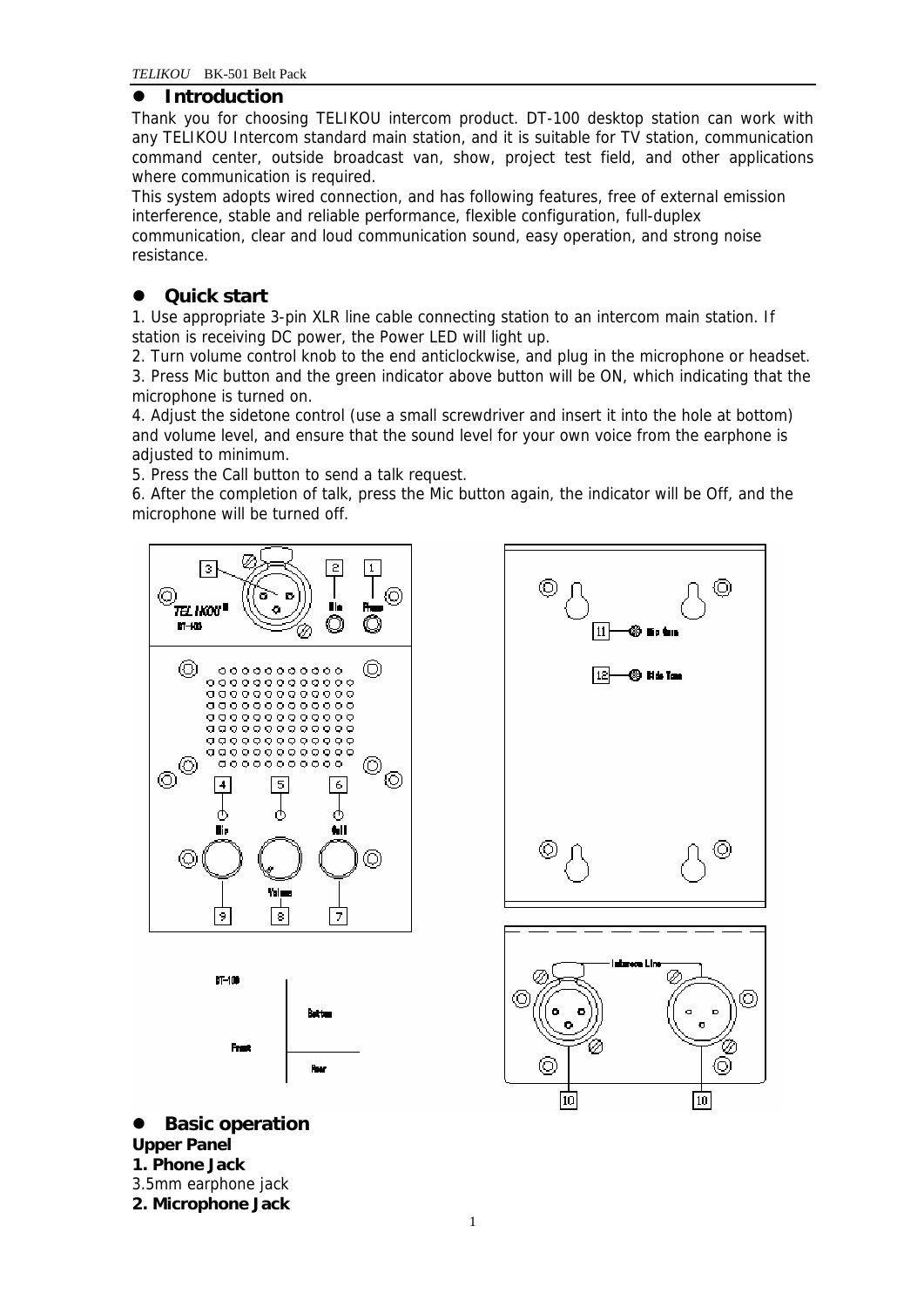## Introduction

Thank you for choosing TELIKOU intercom product. DT-100 desktop station can work with any TELIKOU Intercom standard main station, and it is suitable for TV station, communication command center, outside broadcast van, show, project test field, and other applications where communication is required.

This system adopts wired connection, and has following features, free of external emission interference, stable and reliable performance, flexible configuration, full-duplex communication, clear and loud communication sound, easy operation, and strong noise resistance.

## Quick start

1. Use appropriate 3-pin XLR line cable connecting station to an intercom main station. If station is receiving DC power, the Power LED will light up.
2. Turn volume control knob to the end anticlockwise, and plug in the microphone or headset.
3. Press Mic button and the green indicator above button will be ON, which indicating that the microphone is turned on.
4. Adjust the sidetone control (use a small screwdriver and insert it into the hole at bottom) and volume level, and ensure that the sound level for your own voice from the earphone is adjusted to minimum.
5. Press the Call button to send a talk request.
6. After the completion of talk, press the Mic button again, the indicator will be Off, and the microphone will be turned off.

## Basic operation

**Upper Panel**

**1. Phone Jack**

3.5mm earphone jack

**2. Microphone Jack**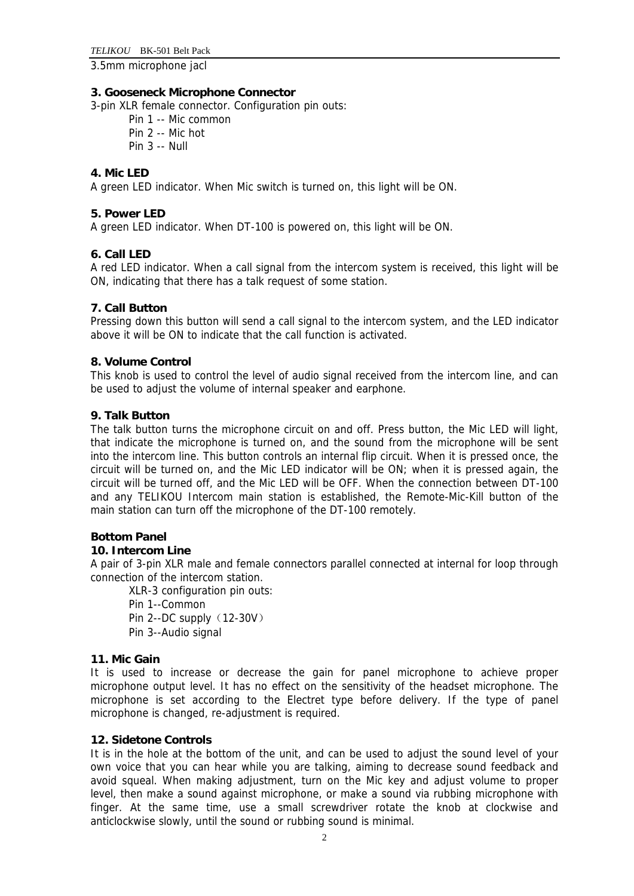3.5mm microphone jacl

**3. Gooseneck Microphone Connector**

3-pin XLR female connector. Configuration pin outs:

Pin 1 -- Mic common
Pin 2 -- Mic hot
Pin 3 -- Null

**4. Mic LED**

A green LED indicator. When Mic switch is turned on, this light will be ON.

**5. Power LED**

A green LED indicator. When DT-100 is powered on, this light will be ON.

**6. Call LED**

A red LED indicator. When a call signal from the intercom system is received, this light will be ON, indicating that there has a talk request of some station.

**7. Call Button**

Pressing down this button will send a call signal to the intercom system, and the LED indicator above it will be ON to indicate that the call function is activated.

**8. Volume Control**

This knob is used to control the level of audio signal received from the intercom line, and can be used to adjust the volume of internal speaker and earphone.

**9. Talk Button**

The talk button turns the microphone circuit on and off. Press button, the Mic LED will light, that indicate the microphone is turned on, and the sound from the microphone will be sent into the intercom line. This button controls an internal flip circuit. When it is pressed once, the circuit will be turned on, and the Mic LED indicator will be ON; when it is pressed again, the circuit will be turned off, and the Mic LED will be OFF. When the connection between DT-100 and any TELIKOU Intercom main station is established, the Remote-Mic-Kill button of the main station can turn off the microphone of the DT-100 remotely.

**Bottom Panel**

**10. Intercom Line**

A pair of 3-pin XLR male and female connectors parallel connected at internal for loop through connection of the intercom station.

XLR-3 configuration pin outs:
Pin 1--Common
Pin 2--DC supply（12-30V）
Pin 3--Audio signal

**11. Mic Gain**

It is used to increase or decrease the gain for panel microphone to achieve proper microphone output level. It has no effect on the sensitivity of the headset microphone. The microphone is set according to the Electret type before delivery. If the type of panel microphone is changed, re-adjustment is required.

**12. Sidetone Controls**

It is in the hole at the bottom of the unit, and can be used to adjust the sound level of your own voice that you can hear while you are talking, aiming to decrease sound feedback and avoid squeal. When making adjustment, turn on the Mic key and adjust volume to proper level, then make a sound against microphone, or make a sound via rubbing microphone with finger. At the same time, use a small screwdriver rotate the knob at clockwise and anticlockwise slowly, until the sound or rubbing sound is minimal.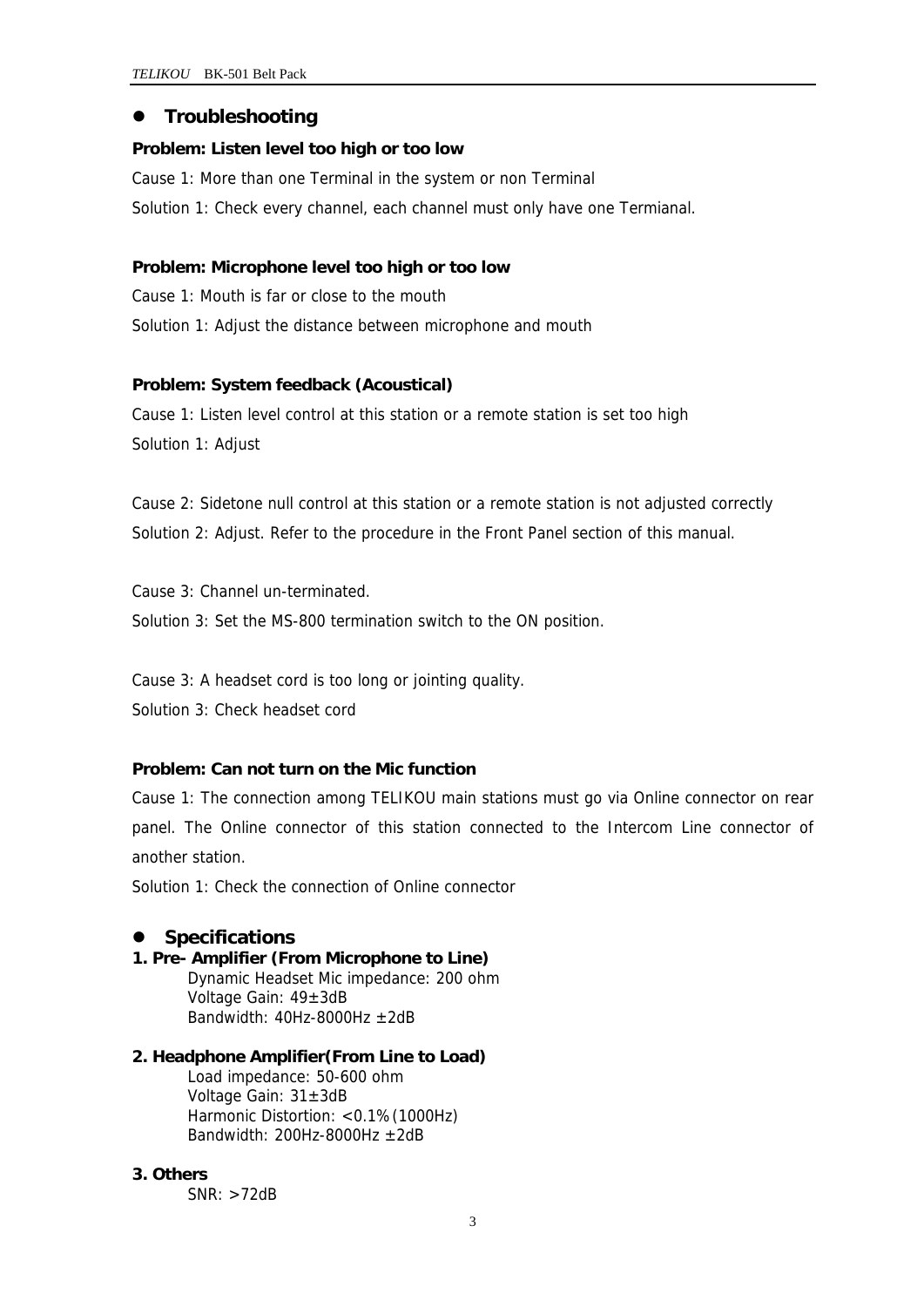## Troubleshooting

**Problem: Listen level too high or too low**

Cause 1: More than one Terminal in the system or non Terminal

Solution 1: Check every channel, each channel must only have one Termianal.

**Problem: Microphone level too high or too low**

Cause 1: Mouth is far or close to the mouth

Solution 1: Adjust the distance between microphone and mouth

**Problem: System feedback (Acoustical)**

Cause 1: Listen level control at this station or a remote station is set too high

Solution 1: Adjust

Cause 2: Sidetone null control at this station or a remote station is not adjusted correctly

Solution 2: Adjust. Refer to the procedure in the Front Panel section of this manual.

Cause 3: Channel un-terminated.

Solution 3: Set the MS-800 termination switch to the ON position.

Cause 3: A headset cord is too long or jointing quality.

Solution 3: Check headset cord

**Problem: Can not turn on the Mic function**

Cause 1: The connection among TELIKOU main stations must go via Online connector on rear panel. The Online connector of this station connected to the Intercom Line connector of another station.

Solution 1: Check the connection of Online connector

## Specifications

**1. Pre- Amplifier (From Microphone to Line)**

Dynamic Headset Mic impedance: 200 ohm

Voltage Gain: 49±3dB

Bandwidth: 40Hz-8000Hz ±2dB

**2. Headphone Amplifier(From Line to Load)**

Load impedance: 50-600 ohm

Voltage Gain: 31±3dB

Harmonic Distortion: <0.1%(1000Hz)

Bandwidth: 200Hz-8000Hz ±2dB

**3. Others**

SNR: >72dB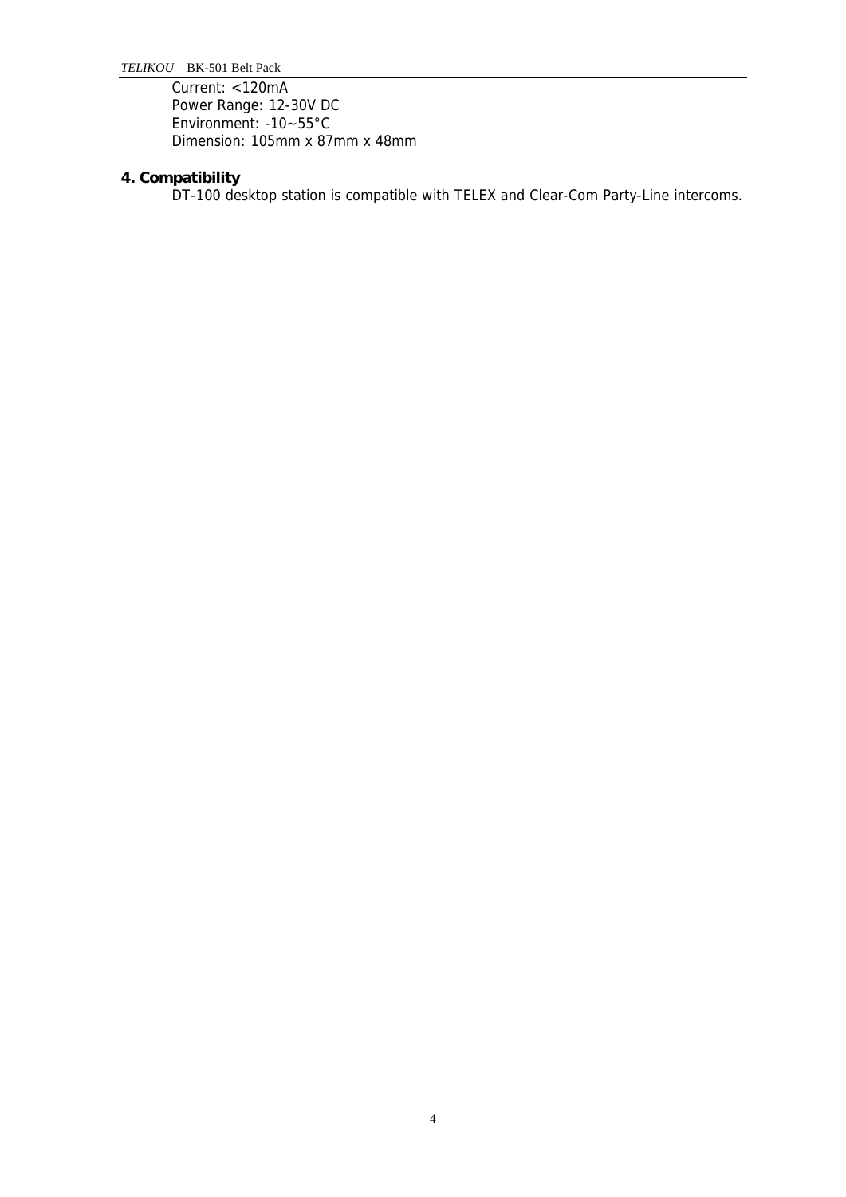Current: <120mA
Power Range: 12-30V DC
Environment: -10~55°C
Dimension: 105mm x 87mm x 48mm

## 4. Compatibility

DT-100 desktop station is compatible with TELEX and Clear-Com Party-Line intercoms.